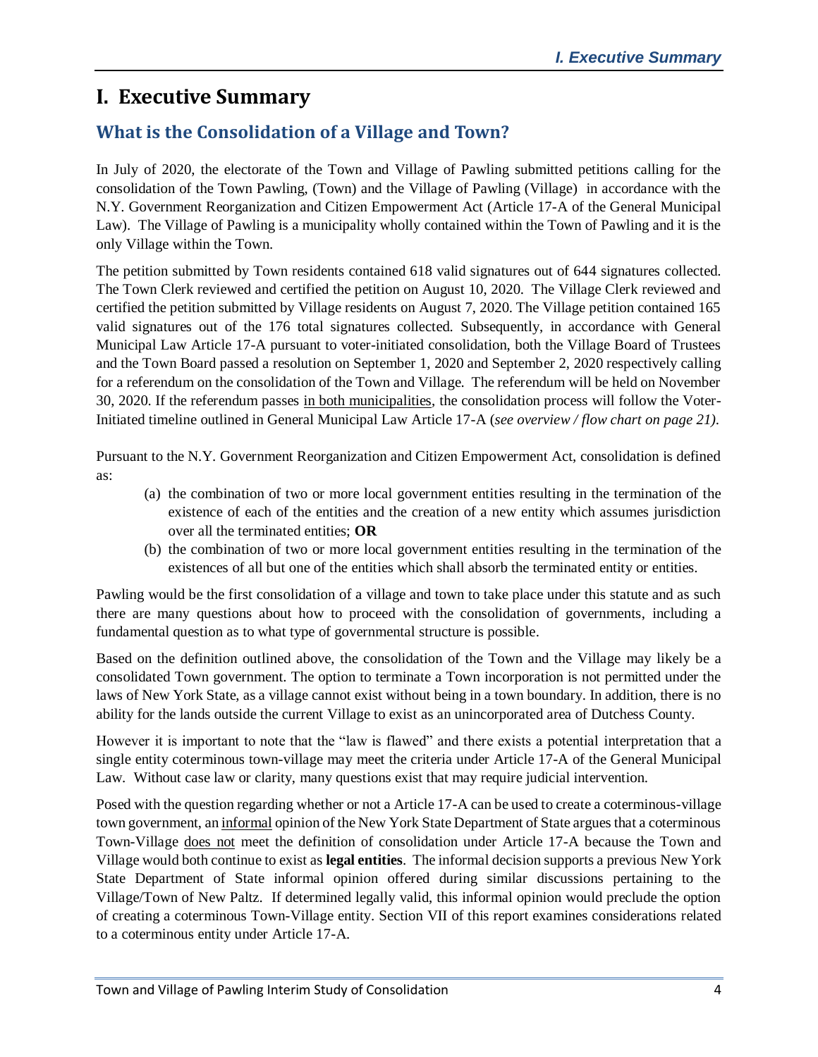# I. Executive Summary

## What is the Consolidation of a Village and Town?

In July of 2020, the electorate of the Town and Village of Pawling submitted petitions calling for the consolidation of the Town Pawling, (Town) and the Village of Pawling (Village) in accordance with the N.Y. Government Reorganization and Citizen Empowerment Act (Article 17-A of the General Municipal Law). The Village of Pawling is a municipality wholly contained within the Town of Pawling and it is the only Village within the Town.

The petition submitted by Town residents contained 618 valid signatures out of 644 signatures collected. The Town Clerk reviewed and certified the petition on August 10, 2020. The Village Clerk reviewed and certified the petition submitted by Village residents on August 7, 2020. The Village petition contained 165 valid signatures out of the 176 total signatures collected. Subsequently, in accordance with General Municipal Law Article 17-A pursuant to voter-initiated consolidation, both the Village Board of Trustees and the Town Board passed a resolution on September 1, 2020 and September 2, 2020 respectively calling for a referendum on the consolidation of the Town and Village. The referendum will be held on November 30, 2020. If the referendum passes <u>in both municipalities</u>, the consolidation process will follow the Voter-Initiated timeline outlined in General Municipal Law Article 17-A (*see overview / flow chart on page 21)*.

Pursuant to the N.Y. Government Reorganization and Citizen Empowerment Act, consolidation is defined as:

(a) the combination of two or more local government entities resulting in the termination of the existence of each of the entities and the creation of a new entity which assumes jurisdiction over all the terminated entities; **OR**

(b) the combination of two or more local government entities resulting in the termination of the existences of all but one of the entities which shall absorb the terminated entity or entities.

Pawling would be the first consolidation of a village and town to take place under this statute and as such there are many questions about how to proceed with the consolidation of governments, including a fundamental question as to what type of governmental structure is possible.

Based on the definition outlined above, the consolidation of the Town and the Village may likely be a consolidated Town government. The option to terminate a Town incorporation is not permitted under the laws of New York State, as a village cannot exist without being in a town boundary. In addition, there is no ability for the lands outside the current Village to exist as an unincorporated area of Dutchess County.

However it is important to note that the "law is flawed" and there exists a potential interpretation that a single entity coterminous town-village may meet the criteria under Article 17-A of the General Municipal Law. Without case law or clarity, many questions exist that may require judicial intervention.

Posed with the question regarding whether or not a Article 17-A can be used to create a coterminous-village town government, an <u>informal</u> opinion of the New York State Department of State argues that a coterminous Town-Village <u>does not</u> meet the definition of consolidation under Article 17-A because the Town and Village would both continue to exist as **legal entities**. The informal decision supports a previous New York State Department of State informal opinion offered during similar discussions pertaining to the Village/Town of New Paltz. If determined legally valid, this informal opinion would preclude the option of creating a coterminous Town-Village entity. Section VII of this report examines considerations related to a coterminous entity under Article 17-A.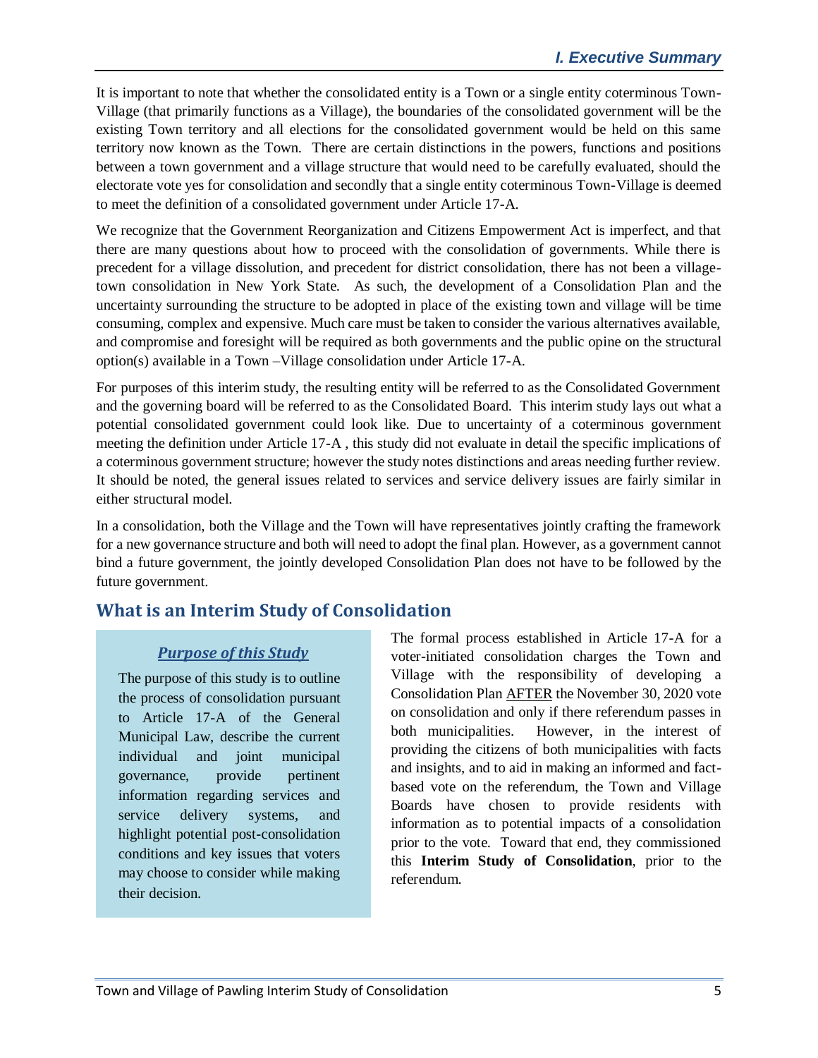It is important to note that whether the consolidated entity is a Town or a single entity coterminous Town-Village (that primarily functions as a Village), the boundaries of the consolidated government will be the existing Town territory and all elections for the consolidated government would be held on this same territory now known as the Town. There are certain distinctions in the powers, functions and positions between a town government and a village structure that would need to be carefully evaluated, should the electorate vote yes for consolidation and secondly that a single entity coterminous Town-Village is deemed to meet the definition of a consolidated government under Article 17-A.

We recognize that the Government Reorganization and Citizens Empowerment Act is imperfect, and that there are many questions about how to proceed with the consolidation of governments. While there is precedent for a village dissolution, and precedent for district consolidation, there has not been a village-town consolidation in New York State. As such, the development of a Consolidation Plan and the uncertainty surrounding the structure to be adopted in place of the existing town and village will be time consuming, complex and expensive. Much care must be taken to consider the various alternatives available, and compromise and foresight will be required as both governments and the public opine on the structural option(s) available in a Town –Village consolidation under Article 17-A.

For purposes of this interim study, the resulting entity will be referred to as the Consolidated Government and the governing board will be referred to as the Consolidated Board. This interim study lays out what a potential consolidated government could look like. Due to uncertainty of a coterminous government meeting the definition under Article 17-A , this study did not evaluate in detail the specific implications of a coterminous government structure; however the study notes distinctions and areas needing further review. It should be noted, the general issues related to services and service delivery issues are fairly similar in either structural model.

In a consolidation, both the Village and the Town will have representatives jointly crafting the framework for a new governance structure and both will need to adopt the final plan. However, as a government cannot bind a future government, the jointly developed Consolidation Plan does not have to be followed by the future government.

## What is an Interim Study of Consolidation

***Purpose of this Study***

The purpose of this study is to outline the process of consolidation pursuant to Article 17-A of the General Municipal Law, describe the current individual and joint municipal governance, provide pertinent information regarding services and service delivery systems, and highlight potential post-consolidation conditions and key issues that voters may choose to consider while making their decision.

The formal process established in Article 17-A for a voter-initiated consolidation charges the Town and Village with the responsibility of developing a Consolidation Plan AFTER the November 30, 2020 vote on consolidation and only if there referendum passes in both municipalities. However, in the interest of providing the citizens of both municipalities with facts and insights, and to aid in making an informed and fact-based vote on the referendum, the Town and Village Boards have chosen to provide residents with information as to potential impacts of a consolidation prior to the vote. Toward that end, they commissioned this **Interim Study of Consolidation**, prior to the referendum.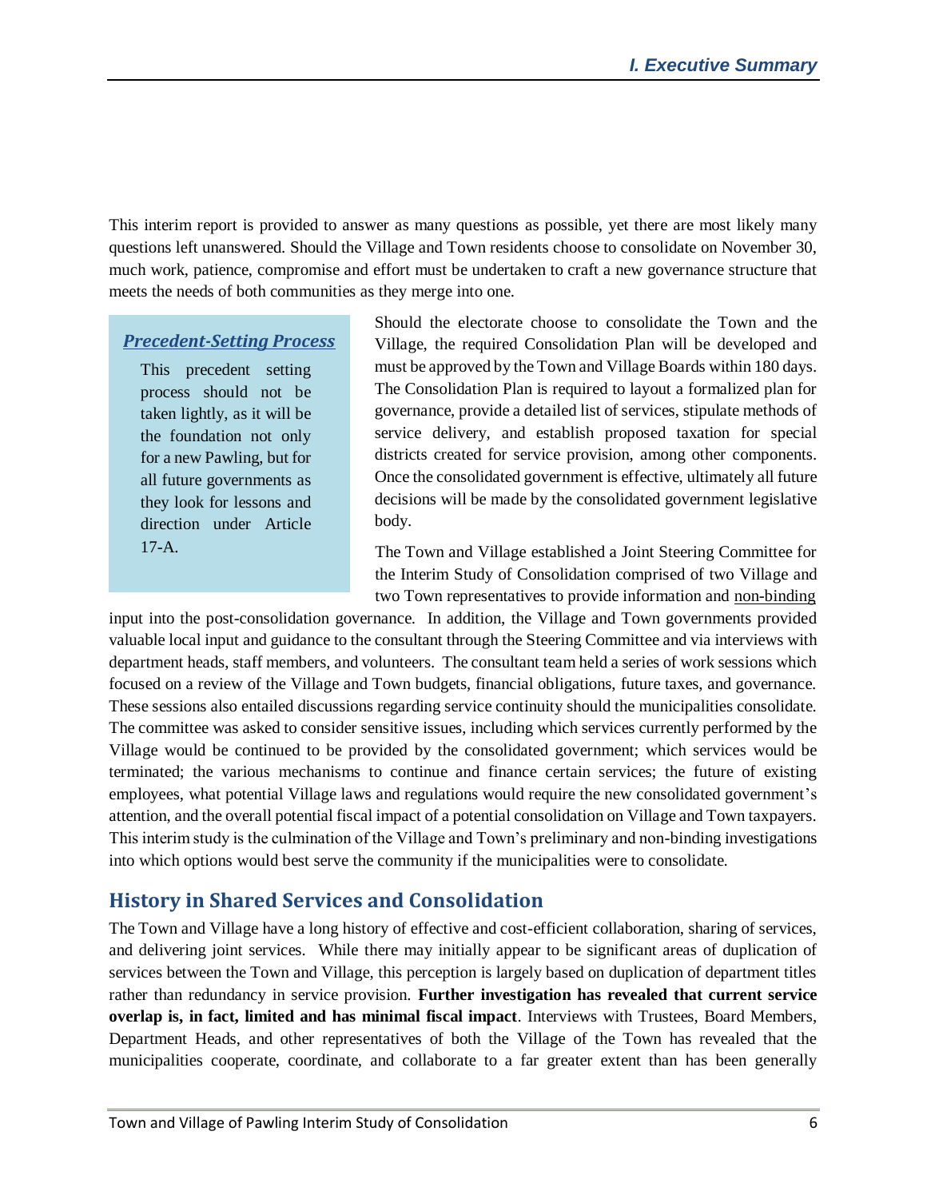This interim report is provided to answer as many questions as possible, yet there are most likely many questions left unanswered. Should the Village and Town residents choose to consolidate on November 30, much work, patience, compromise and effort must be undertaken to craft a new governance structure that meets the needs of both communities as they merge into one.

> ***Precedent-Setting Process***
>
> This precedent setting process should not be taken lightly, as it will be the foundation not only for a new Pawling, but for all future governments as they look for lessons and direction under Article 17-A.

Should the electorate choose to consolidate the Town and the Village, the required Consolidation Plan will be developed and must be approved by the Town and Village Boards within 180 days. The Consolidation Plan is required to layout a formalized plan for governance, provide a detailed list of services, stipulate methods of service delivery, and establish proposed taxation for special districts created for service provision, among other components. Once the consolidated government is effective, ultimately all future decisions will be made by the consolidated government legislative body.

The Town and Village established a Joint Steering Committee for the Interim Study of Consolidation comprised of two Village and two Town representatives to provide information and non-binding input into the post-consolidation governance. In addition, the Village and Town governments provided valuable local input and guidance to the consultant through the Steering Committee and via interviews with department heads, staff members, and volunteers. The consultant team held a series of work sessions which focused on a review of the Village and Town budgets, financial obligations, future taxes, and governance. These sessions also entailed discussions regarding service continuity should the municipalities consolidate. The committee was asked to consider sensitive issues, including which services currently performed by the Village would be continued to be provided by the consolidated government; which services would be terminated; the various mechanisms to continue and finance certain services; the future of existing employees, what potential Village laws and regulations would require the new consolidated government's attention, and the overall potential fiscal impact of a potential consolidation on Village and Town taxpayers. This interim study is the culmination of the Village and Town's preliminary and non-binding investigations into which options would best serve the community if the municipalities were to consolidate.

## History in Shared Services and Consolidation

The Town and Village have a long history of effective and cost-efficient collaboration, sharing of services, and delivering joint services. While there may initially appear to be significant areas of duplication of services between the Town and Village, this perception is largely based on duplication of department titles rather than redundancy in service provision. **Further investigation has revealed that current service overlap is, in fact, limited and has minimal fiscal impact**. Interviews with Trustees, Board Members, Department Heads, and other representatives of both the Village of the Town has revealed that the municipalities cooperate, coordinate, and collaborate to a far greater extent than has been generally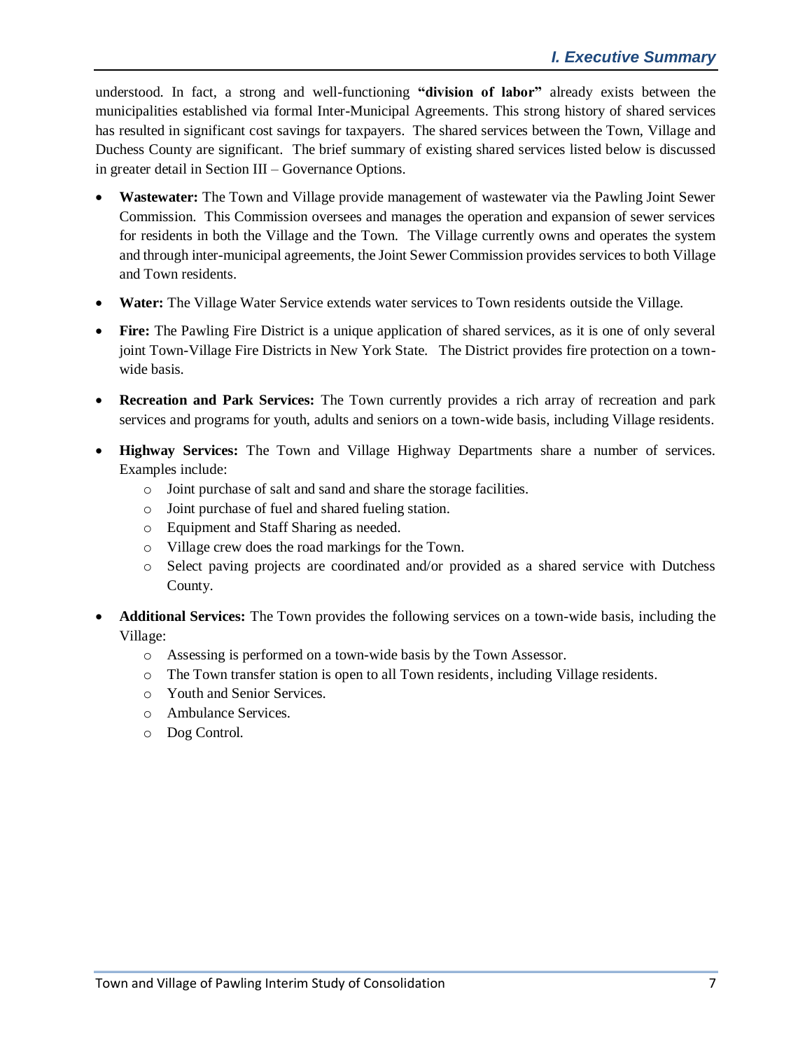understood. In fact, a strong and well-functioning **"division of labor"** already exists between the municipalities established via formal Inter-Municipal Agreements. This strong history of shared services has resulted in significant cost savings for taxpayers. The shared services between the Town, Village and Duchess County are significant. The brief summary of existing shared services listed below is discussed in greater detail in Section III – Governance Options.

- **Wastewater:** The Town and Village provide management of wastewater via the Pawling Joint Sewer Commission. This Commission oversees and manages the operation and expansion of sewer services for residents in both the Village and the Town. The Village currently owns and operates the system and through inter-municipal agreements, the Joint Sewer Commission provides services to both Village and Town residents.
- **Water:** The Village Water Service extends water services to Town residents outside the Village.
- **Fire:** The Pawling Fire District is a unique application of shared services, as it is one of only several joint Town-Village Fire Districts in New York State. The District provides fire protection on a town-wide basis.
- **Recreation and Park Services:** The Town currently provides a rich array of recreation and park services and programs for youth, adults and seniors on a town-wide basis, including Village residents.
- **Highway Services:** The Town and Village Highway Departments share a number of services. Examples include:
  - Joint purchase of salt and sand and share the storage facilities.
  - Joint purchase of fuel and shared fueling station.
  - Equipment and Staff Sharing as needed.
  - Village crew does the road markings for the Town.
  - Select paving projects are coordinated and/or provided as a shared service with Dutchess County.
- **Additional Services:** The Town provides the following services on a town-wide basis, including the Village:
  - Assessing is performed on a town-wide basis by the Town Assessor.
  - The Town transfer station is open to all Town residents, including Village residents.
  - Youth and Senior Services.
  - Ambulance Services.
  - Dog Control.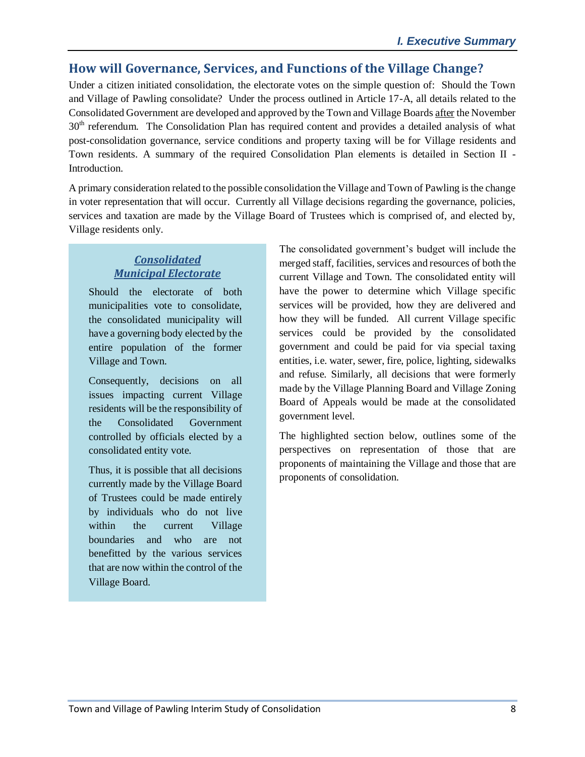## How will Governance, Services, and Functions of the Village Change?

Under a citizen initiated consolidation, the electorate votes on the simple question of: Should the Town and Village of Pawling consolidate? Under the process outlined in Article 17-A, all details related to the Consolidated Government are developed and approved by the Town and Village Boards after the November 30th referendum. The Consolidation Plan has required content and provides a detailed analysis of what post-consolidation governance, service conditions and property taxing will be for Village residents and Town residents. A summary of the required Consolidation Plan elements is detailed in Section II - Introduction.

A primary consideration related to the possible consolidation the Village and Town of Pawling is the change in voter representation that will occur. Currently all Village decisions regarding the governance, policies, services and taxation are made by the Village Board of Trustees which is comprised of, and elected by, Village residents only.

> ***Consolidated Municipal Electorate***
>
> Should the electorate of both municipalities vote to consolidate, the consolidated municipality will have a governing body elected by the entire population of the former Village and Town.
>
> Consequently, decisions on all issues impacting current Village residents will be the responsibility of the Consolidated Government controlled by officials elected by a consolidated entity vote.
>
> Thus, it is possible that all decisions currently made by the Village Board of Trustees could be made entirely by individuals who do not live within the current Village boundaries and who are not benefitted by the various services that are now within the control of the Village Board.

The consolidated government's budget will include the merged staff, facilities, services and resources of both the current Village and Town. The consolidated entity will have the power to determine which Village specific services will be provided, how they are delivered and how they will be funded. All current Village specific services could be provided by the consolidated government and could be paid for via special taxing entities, i.e. water, sewer, fire, police, lighting, sidewalks and refuse. Similarly, all decisions that were formerly made by the Village Planning Board and Village Zoning Board of Appeals would be made at the consolidated government level.

The highlighted section below, outlines some of the perspectives on representation of those that are proponents of maintaining the Village and those that are proponents of consolidation.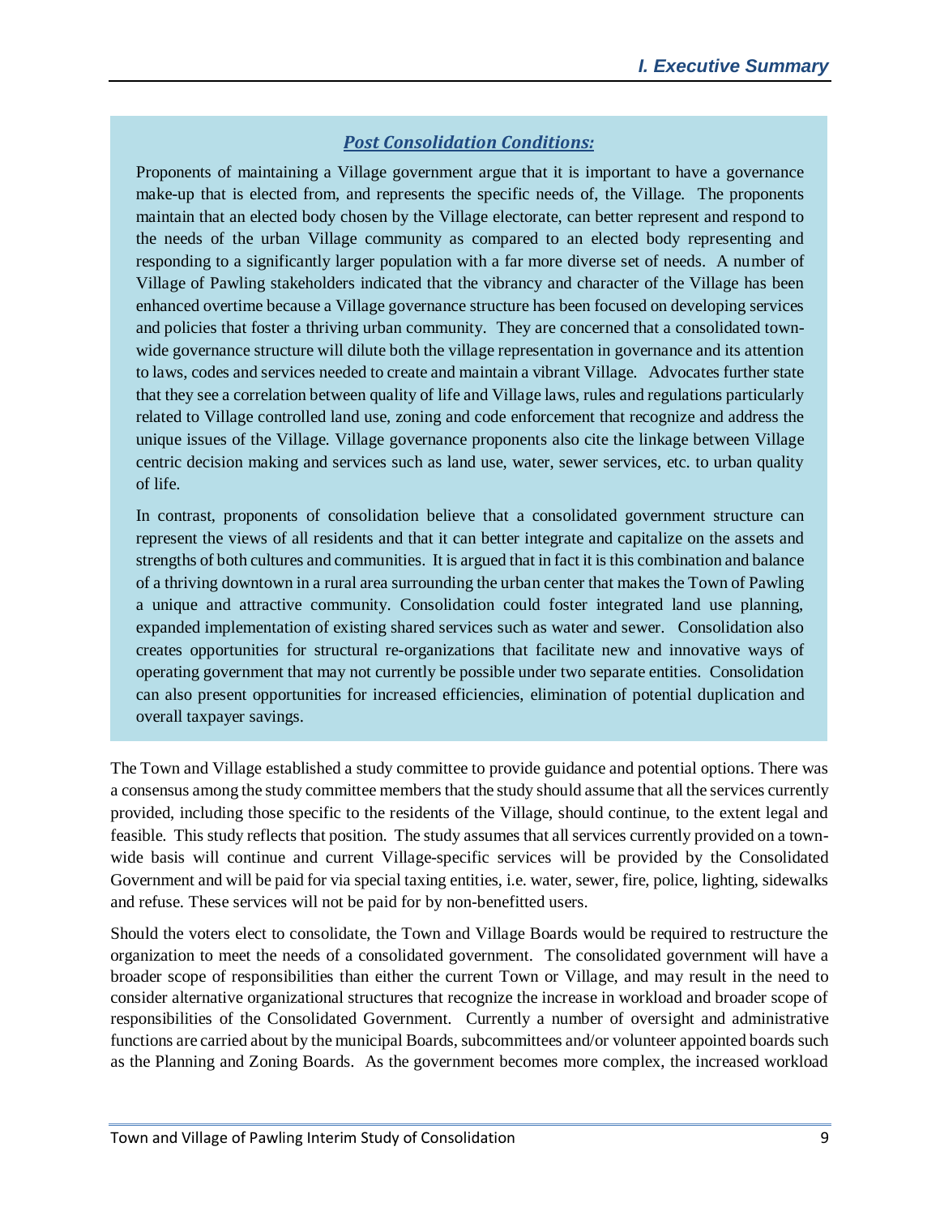### *Post Consolidation Conditions:*

Proponents of maintaining a Village government argue that it is important to have a governance make-up that is elected from, and represents the specific needs of, the Village. The proponents maintain that an elected body chosen by the Village electorate, can better represent and respond to the needs of the urban Village community as compared to an elected body representing and responding to a significantly larger population with a far more diverse set of needs. A number of Village of Pawling stakeholders indicated that the vibrancy and character of the Village has been enhanced overtime because a Village governance structure has been focused on developing services and policies that foster a thriving urban community. They are concerned that a consolidated town-wide governance structure will dilute both the village representation in governance and its attention to laws, codes and services needed to create and maintain a vibrant Village. Advocates further state that they see a correlation between quality of life and Village laws, rules and regulations particularly related to Village controlled land use, zoning and code enforcement that recognize and address the unique issues of the Village. Village governance proponents also cite the linkage between Village centric decision making and services such as land use, water, sewer services, etc. to urban quality of life.

In contrast, proponents of consolidation believe that a consolidated government structure can represent the views of all residents and that it can better integrate and capitalize on the assets and strengths of both cultures and communities. It is argued that in fact it is this combination and balance of a thriving downtown in a rural area surrounding the urban center that makes the Town of Pawling a unique and attractive community. Consolidation could foster integrated land use planning, expanded implementation of existing shared services such as water and sewer. Consolidation also creates opportunities for structural re-organizations that facilitate new and innovative ways of operating government that may not currently be possible under two separate entities. Consolidation can also present opportunities for increased efficiencies, elimination of potential duplication and overall taxpayer savings.

The Town and Village established a study committee to provide guidance and potential options. There was a consensus among the study committee members that the study should assume that all the services currently provided, including those specific to the residents of the Village, should continue, to the extent legal and feasible. This study reflects that position. The study assumes that all services currently provided on a town-wide basis will continue and current Village-specific services will be provided by the Consolidated Government and will be paid for via special taxing entities, i.e. water, sewer, fire, police, lighting, sidewalks and refuse. These services will not be paid for by non-benefitted users.

Should the voters elect to consolidate, the Town and Village Boards would be required to restructure the organization to meet the needs of a consolidated government. The consolidated government will have a broader scope of responsibilities than either the current Town or Village, and may result in the need to consider alternative organizational structures that recognize the increase in workload and broader scope of responsibilities of the Consolidated Government. Currently a number of oversight and administrative functions are carried about by the municipal Boards, subcommittees and/or volunteer appointed boards such as the Planning and Zoning Boards. As the government becomes more complex, the increased workload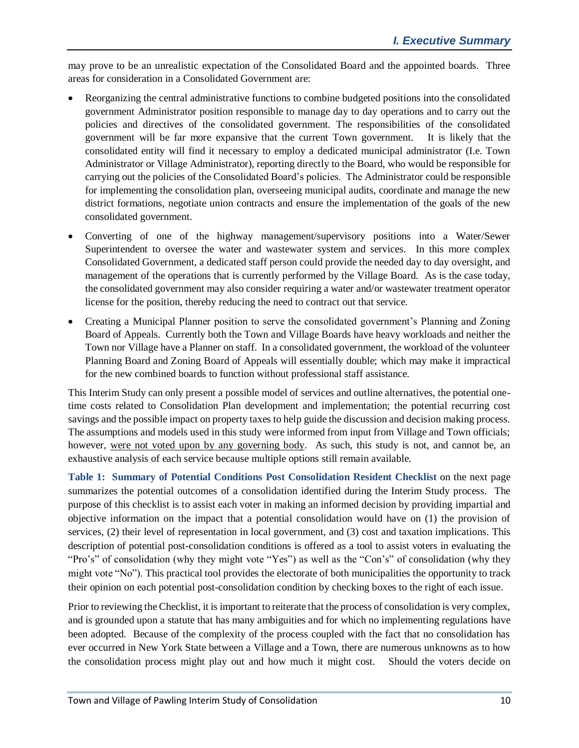may prove to be an unrealistic expectation of the Consolidated Board and the appointed boards. Three areas for consideration in a Consolidated Government are:

- Reorganizing the central administrative functions to combine budgeted positions into the consolidated government Administrator position responsible to manage day to day operations and to carry out the policies and directives of the consolidated government. The responsibilities of the consolidated government will be far more expansive that the current Town government. It is likely that the consolidated entity will find it necessary to employ a dedicated municipal administrator (I.e. Town Administrator or Village Administrator), reporting directly to the Board, who would be responsible for carrying out the policies of the Consolidated Board's policies. The Administrator could be responsible for implementing the consolidation plan, overseeing municipal audits, coordinate and manage the new district formations, negotiate union contracts and ensure the implementation of the goals of the new consolidated government.
- Converting of one of the highway management/supervisory positions into a Water/Sewer Superintendent to oversee the water and wastewater system and services. In this more complex Consolidated Government, a dedicated staff person could provide the needed day to day oversight, and management of the operations that is currently performed by the Village Board. As is the case today, the consolidated government may also consider requiring a water and/or wastewater treatment operator license for the position, thereby reducing the need to contract out that service.
- Creating a Municipal Planner position to serve the consolidated government's Planning and Zoning Board of Appeals. Currently both the Town and Village Boards have heavy workloads and neither the Town nor Village have a Planner on staff. In a consolidated government, the workload of the volunteer Planning Board and Zoning Board of Appeals will essentially double; which may make it impractical for the new combined boards to function without professional staff assistance.

This Interim Study can only present a possible model of services and outline alternatives, the potential one-time costs related to Consolidation Plan development and implementation; the potential recurring cost savings and the possible impact on property taxes to help guide the discussion and decision making process. The assumptions and models used in this study were informed from input from Village and Town officials; however, <u>were not voted upon by any governing body</u>. As such, this study is not, and cannot be, an exhaustive analysis of each service because multiple options still remain available.

**Table 1: Summary of Potential Conditions Post Consolidation Resident Checklist** on the next page summarizes the potential outcomes of a consolidation identified during the Interim Study process. The purpose of this checklist is to assist each voter in making an informed decision by providing impartial and objective information on the impact that a potential consolidation would have on (1) the provision of services, (2) their level of representation in local government, and (3) cost and taxation implications. This description of potential post-consolidation conditions is offered as a tool to assist voters in evaluating the "Pro's" of consolidation (why they might vote "Yes") as well as the "Con's" of consolidation (why they might vote "No"). This practical tool provides the electorate of both municipalities the opportunity to track their opinion on each potential post-consolidation condition by checking boxes to the right of each issue.

Prior to reviewing the Checklist, it is important to reiterate that the process of consolidation is very complex, and is grounded upon a statute that has many ambiguities and for which no implementing regulations have been adopted. Because of the complexity of the process coupled with the fact that no consolidation has ever occurred in New York State between a Village and a Town, there are numerous unknowns as to how the consolidation process might play out and how much it might cost. Should the voters decide on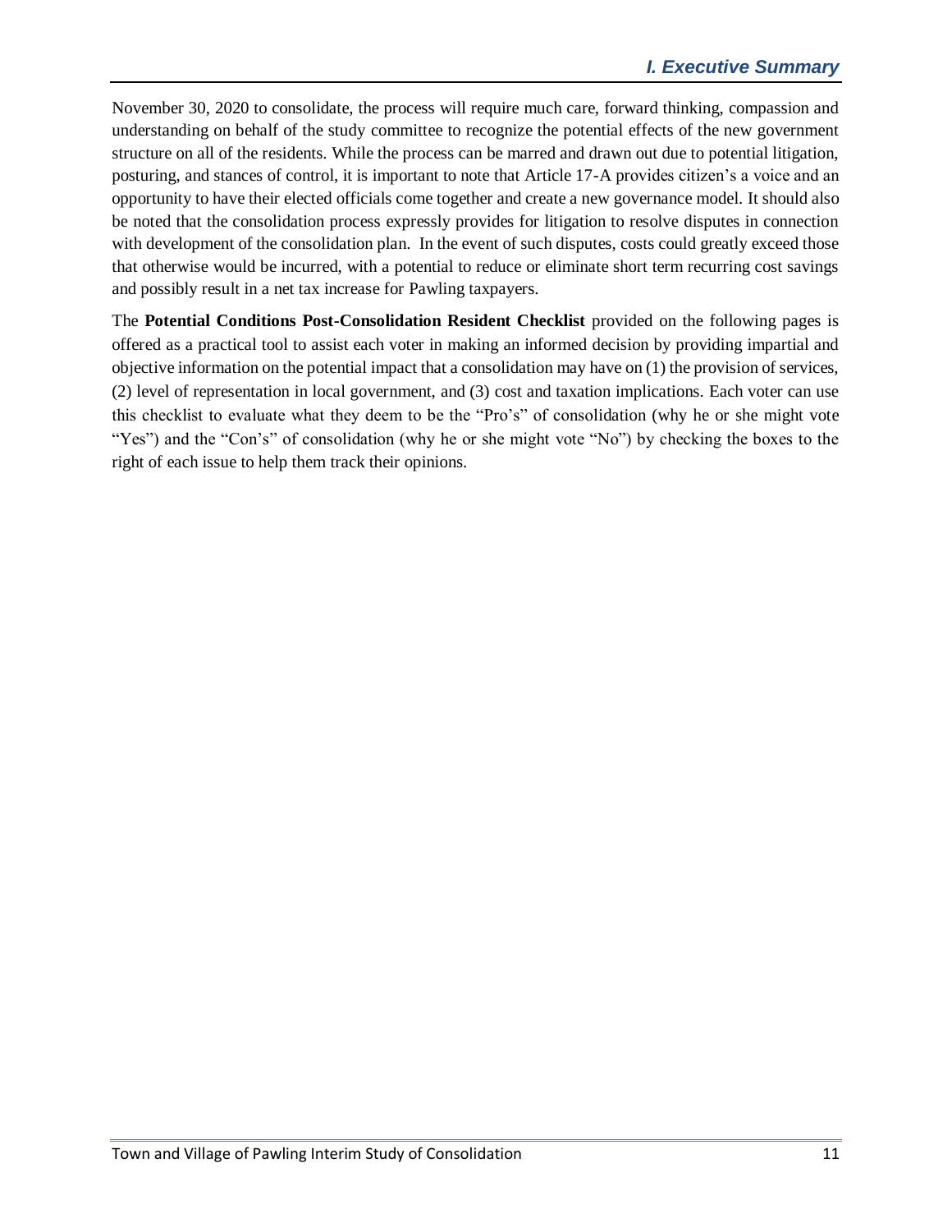November 30, 2020 to consolidate, the process will require much care, forward thinking, compassion and understanding on behalf of the study committee to recognize the potential effects of the new government structure on all of the residents. While the process can be marred and drawn out due to potential litigation, posturing, and stances of control, it is important to note that Article 17-A provides citizen's a voice and an opportunity to have their elected officials come together and create a new governance model. It should also be noted that the consolidation process expressly provides for litigation to resolve disputes in connection with development of the consolidation plan. In the event of such disputes, costs could greatly exceed those that otherwise would be incurred, with a potential to reduce or eliminate short term recurring cost savings and possibly result in a net tax increase for Pawling taxpayers.

The **Potential Conditions Post-Consolidation Resident Checklist** provided on the following pages is offered as a practical tool to assist each voter in making an informed decision by providing impartial and objective information on the potential impact that a consolidation may have on (1) the provision of services, (2) level of representation in local government, and (3) cost and taxation implications. Each voter can use this checklist to evaluate what they deem to be the "Pro's" of consolidation (why he or she might vote "Yes") and the "Con's" of consolidation (why he or she might vote "No") by checking the boxes to the right of each issue to help them track their opinions.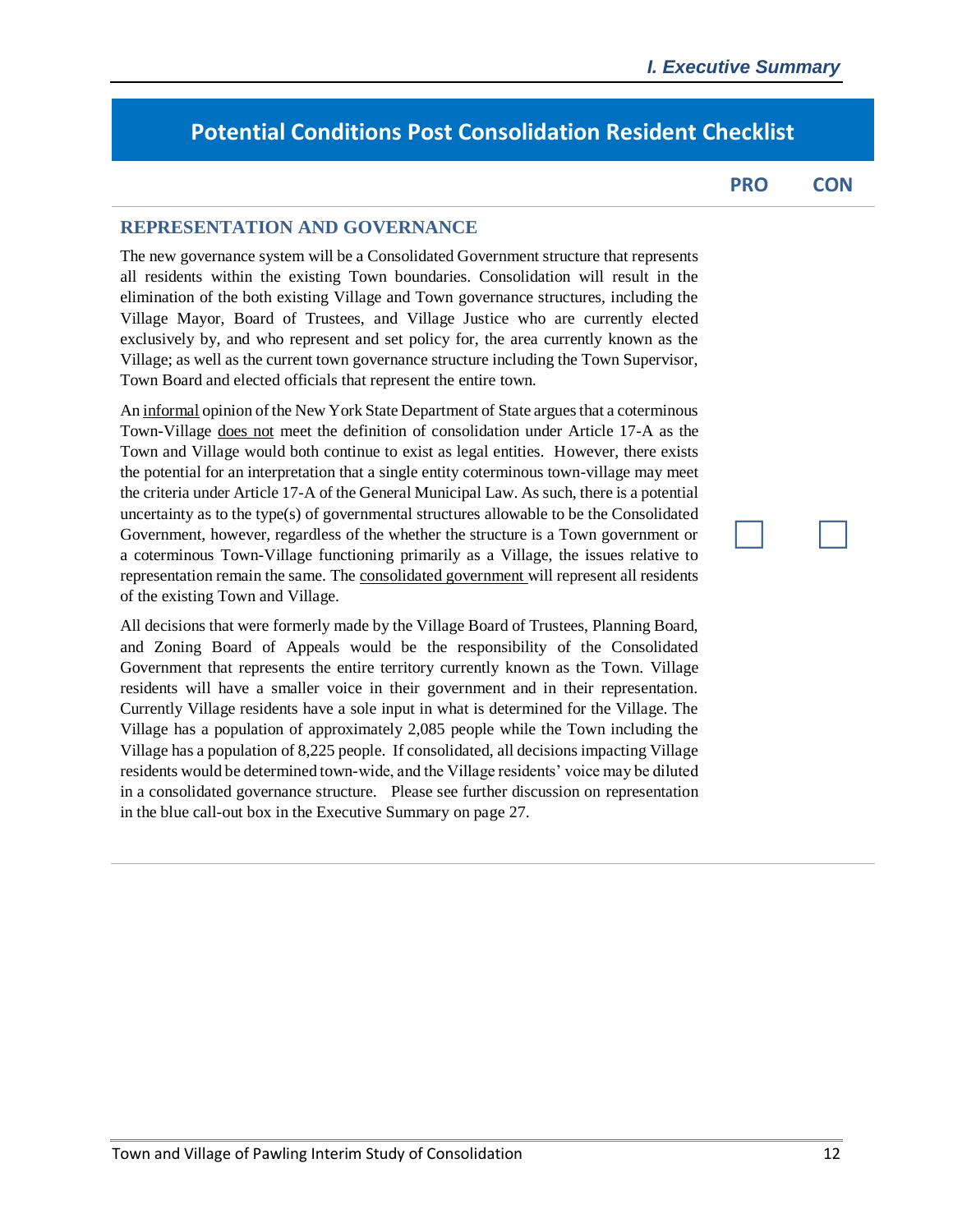## Potential Conditions Post Consolidation Resident Checklist

| | PRO | CON |
|---|---|---|
| **REPRESENTATION AND GOVERNANCE** | ☐ | ☐ |

### REPRESENTATION AND GOVERNANCE

The new governance system will be a Consolidated Government structure that represents all residents within the existing Town boundaries. Consolidation will result in the elimination of the both existing Village and Town governance structures, including the Village Mayor, Board of Trustees, and Village Justice who are currently elected exclusively by, and who represent and set policy for, the area currently known as the Village; as well as the current town governance structure including the Town Supervisor, Town Board and elected officials that represent the entire town.

An <u>informal</u> opinion of the New York State Department of State argues that a coterminous Town-Village <u>does not</u> meet the definition of consolidation under Article 17-A as the Town and Village would both continue to exist as legal entities. However, there exists the potential for an interpretation that a single entity coterminous town-village may meet the criteria under Article 17-A of the General Municipal Law. As such, there is a potential uncertainty as to the type(s) of governmental structures allowable to be the Consolidated Government, however, regardless of the whether the structure is a Town government or a coterminous Town-Village functioning primarily as a Village, the issues relative to representation remain the same. The <u>consolidated government</u> will represent all residents of the existing Town and Village.

All decisions that were formerly made by the Village Board of Trustees, Planning Board, and Zoning Board of Appeals would be the responsibility of the Consolidated Government that represents the entire territory currently known as the Town. Village residents will have a smaller voice in their government and in their representation. Currently Village residents have a sole input in what is determined for the Village. The Village has a population of approximately 2,085 people while the Town including the Village has a population of 8,225 people. If consolidated, all decisions impacting Village residents would be determined town-wide, and the Village residents' voice may be diluted in a consolidated governance structure. Please see further discussion on representation in the blue call-out box in the Executive Summary on page 27.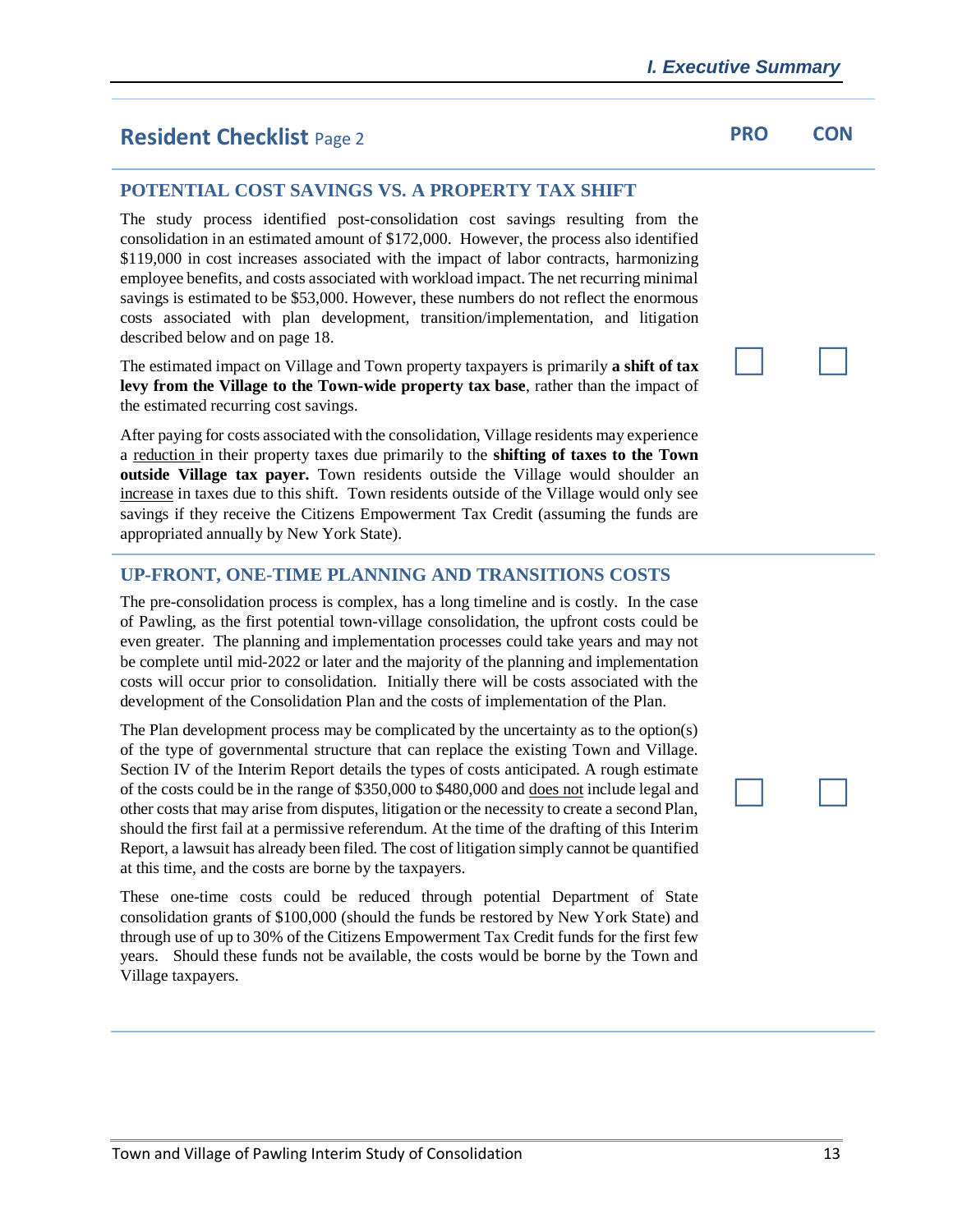## Resident Checklist Page 2

**PRO** **CON**

### POTENTIAL COST SAVINGS VS. A PROPERTY TAX SHIFT

The study process identified post-consolidation cost savings resulting from the consolidation in an estimated amount of $172,000. However, the process also identified $119,000 in cost increases associated with the impact of labor contracts, harmonizing employee benefits, and costs associated with workload impact. The net recurring minimal savings is estimated to be $53,000. However, these numbers do not reflect the enormous costs associated with plan development, transition/implementation, and litigation described below and on page 18.

The estimated impact on Village and Town property taxpayers is primarily **a shift of tax levy from the Village to the Town-wide property tax base**, rather than the impact of the estimated recurring cost savings.

PRO ☐ CON ☐

After paying for costs associated with the consolidation, Village residents may experience a reduction in their property taxes due primarily to the **shifting of taxes to the Town outside Village tax payer.** Town residents outside the Village would shoulder an increase in taxes due to this shift. Town residents outside of the Village would only see savings if they receive the Citizens Empowerment Tax Credit (assuming the funds are appropriated annually by New York State).

### UP-FRONT, ONE-TIME PLANNING AND TRANSITIONS COSTS

The pre-consolidation process is complex, has a long timeline and is costly. In the case of Pawling, as the first potential town-village consolidation, the upfront costs could be even greater. The planning and implementation processes could take years and may not be complete until mid-2022 or later and the majority of the planning and implementation costs will occur prior to consolidation. Initially there will be costs associated with the development of the Consolidation Plan and the costs of implementation of the Plan.

The Plan development process may be complicated by the uncertainty as to the option(s) of the type of governmental structure that can replace the existing Town and Village. Section IV of the Interim Report details the types of costs anticipated. A rough estimate of the costs could be in the range of $350,000 to $480,000 and does not include legal and other costs that may arise from disputes, litigation or the necessity to create a second Plan, should the first fail at a permissive referendum. At the time of the drafting of this Interim Report, a lawsuit has already been filed. The cost of litigation simply cannot be quantified at this time, and the costs are borne by the taxpayers.

PRO ☐ CON ☐

These one-time costs could be reduced through potential Department of State consolidation grants of $100,000 (should the funds be restored by New York State) and through use of up to 30% of the Citizens Empowerment Tax Credit funds for the first few years. Should these funds not be available, the costs would be borne by the Town and Village taxpayers.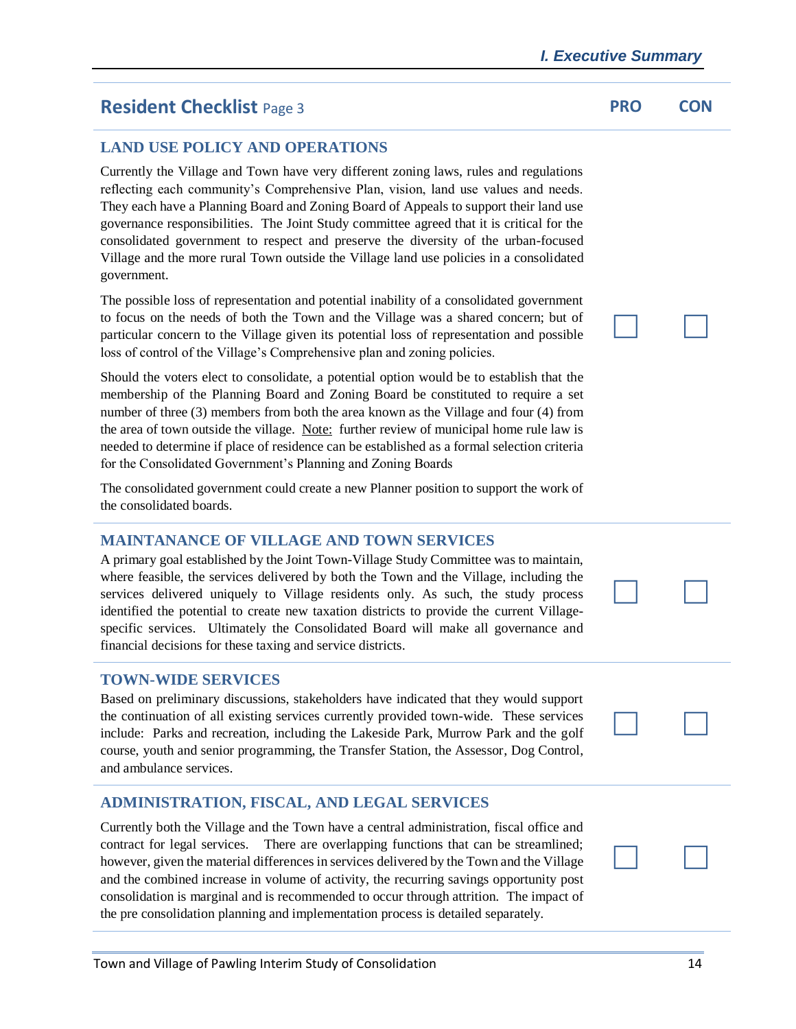## Resident Checklist Page 3

| | PRO | CON |
|---|---|---|
| **LAND USE POLICY AND OPERATIONS** | ☐ | ☐ |
| **MAINTANANCE OF VILLAGE AND TOWN SERVICES** | ☐ | ☐ |
| **TOWN-WIDE SERVICES** | ☐ | ☐ |
| **ADMINISTRATION, FISCAL, AND LEGAL SERVICES** | ☐ | ☐ |

### LAND USE POLICY AND OPERATIONS

Currently the Village and Town have very different zoning laws, rules and regulations reflecting each community's Comprehensive Plan, vision, land use values and needs. They each have a Planning Board and Zoning Board of Appeals to support their land use governance responsibilities. The Joint Study committee agreed that it is critical for the consolidated government to respect and preserve the diversity of the urban-focused Village and the more rural Town outside the Village land use policies in a consolidated government.

The possible loss of representation and potential inability of a consolidated government to focus on the needs of both the Town and the Village was a shared concern; but of particular concern to the Village given its potential loss of representation and possible loss of control of the Village's Comprehensive plan and zoning policies.

Should the voters elect to consolidate, a potential option would be to establish that the membership of the Planning Board and Zoning Board be constituted to require a set number of three (3) members from both the area known as the Village and four (4) from the area of town outside the village. Note: further review of municipal home rule law is needed to determine if place of residence can be established as a formal selection criteria for the Consolidated Government's Planning and Zoning Boards

The consolidated government could create a new Planner position to support the work of the consolidated boards.

### MAINTANANCE OF VILLAGE AND TOWN SERVICES

A primary goal established by the Joint Town-Village Study Committee was to maintain, where feasible, the services delivered by both the Town and the Village, including the services delivered uniquely to Village residents only. As such, the study process identified the potential to create new taxation districts to provide the current Village-specific services. Ultimately the Consolidated Board will make all governance and financial decisions for these taxing and service districts.

### TOWN-WIDE SERVICES

Based on preliminary discussions, stakeholders have indicated that they would support the continuation of all existing services currently provided town-wide. These services include: Parks and recreation, including the Lakeside Park, Murrow Park and the golf course, youth and senior programming, the Transfer Station, the Assessor, Dog Control, and ambulance services.

### ADMINISTRATION, FISCAL, AND LEGAL SERVICES

Currently both the Village and the Town have a central administration, fiscal office and contract for legal services. There are overlapping functions that can be streamlined; however, given the material differences in services delivered by the Town and the Village and the combined increase in volume of activity, the recurring savings opportunity post consolidation is marginal and is recommended to occur through attrition. The impact of the pre consolidation planning and implementation process is detailed separately.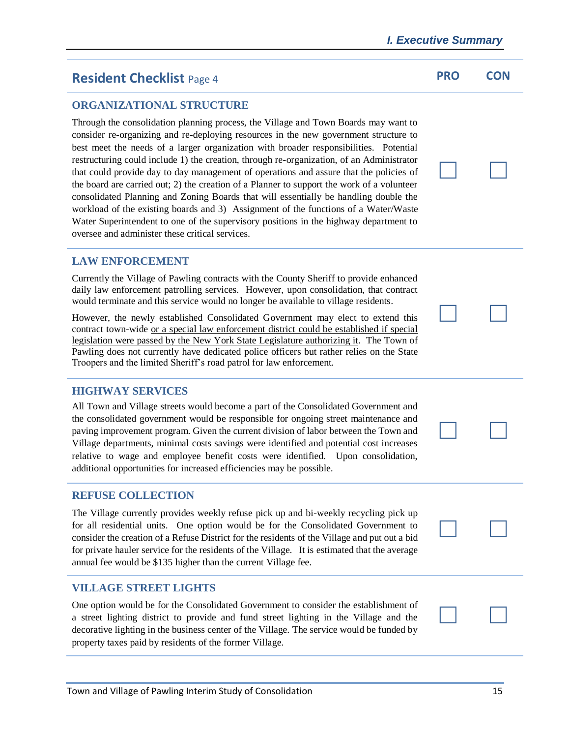## Resident Checklist Page 4

| | PRO | CON |
|---|---|---|
| **ORGANIZATIONAL STRUCTURE**<br><br>Through the consolidation planning process, the Village and Town Boards may want to consider re-organizing and re-deploying resources in the new government structure to best meet the needs of a larger organization with broader responsibilities. Potential restructuring could include 1) the creation, through re-organization, of an Administrator that could provide day to day management of operations and assure that the policies of the board are carried out; 2) the creation of a Planner to support the work of a volunteer consolidated Planning and Zoning Boards that will essentially be handling double the workload of the existing boards and 3) Assignment of the functions of a Water/Waste Water Superintendent to one of the supervisory positions in the highway department to oversee and administer these critical services. | ☐ | ☐ |
| **LAW ENFORCEMENT**<br><br>Currently the Village of Pawling contracts with the County Sheriff to provide enhanced daily law enforcement patrolling services. However, upon consolidation, that contract would terminate and this service would no longer be available to village residents.<br><br>However, the newly established Consolidated Government may elect to extend this contract town-wide <u>or a special law enforcement district could be established if special legislation were passed by the New York State Legislature authorizing it</u>. The Town of Pawling does not currently have dedicated police officers but rather relies on the State Troopers and the limited Sheriff's road patrol for law enforcement. | ☐ | ☐ |
| **HIGHWAY SERVICES**<br><br>All Town and Village streets would become a part of the Consolidated Government and the consolidated government would be responsible for ongoing street maintenance and paving improvement program. Given the current division of labor between the Town and Village departments, minimal costs savings were identified and potential cost increases relative to wage and employee benefit costs were identified. Upon consolidation, additional opportunities for increased efficiencies may be possible. | ☐ | ☐ |
| **REFUSE COLLECTION**<br><br>The Village currently provides weekly refuse pick up and bi-weekly recycling pick up for all residential units. One option would be for the Consolidated Government to consider the creation of a Refuse District for the residents of the Village and put out a bid for private hauler service for the residents of the Village. It is estimated that the average annual fee would be $135 higher than the current Village fee. | ☐ | ☐ |
| **VILLAGE STREET LIGHTS**<br><br>One option would be for the Consolidated Government to consider the establishment of a street lighting district to provide and fund street lighting in the Village and the decorative lighting in the business center of the Village. The service would be funded by property taxes paid by residents of the former Village. | ☐ | ☐ |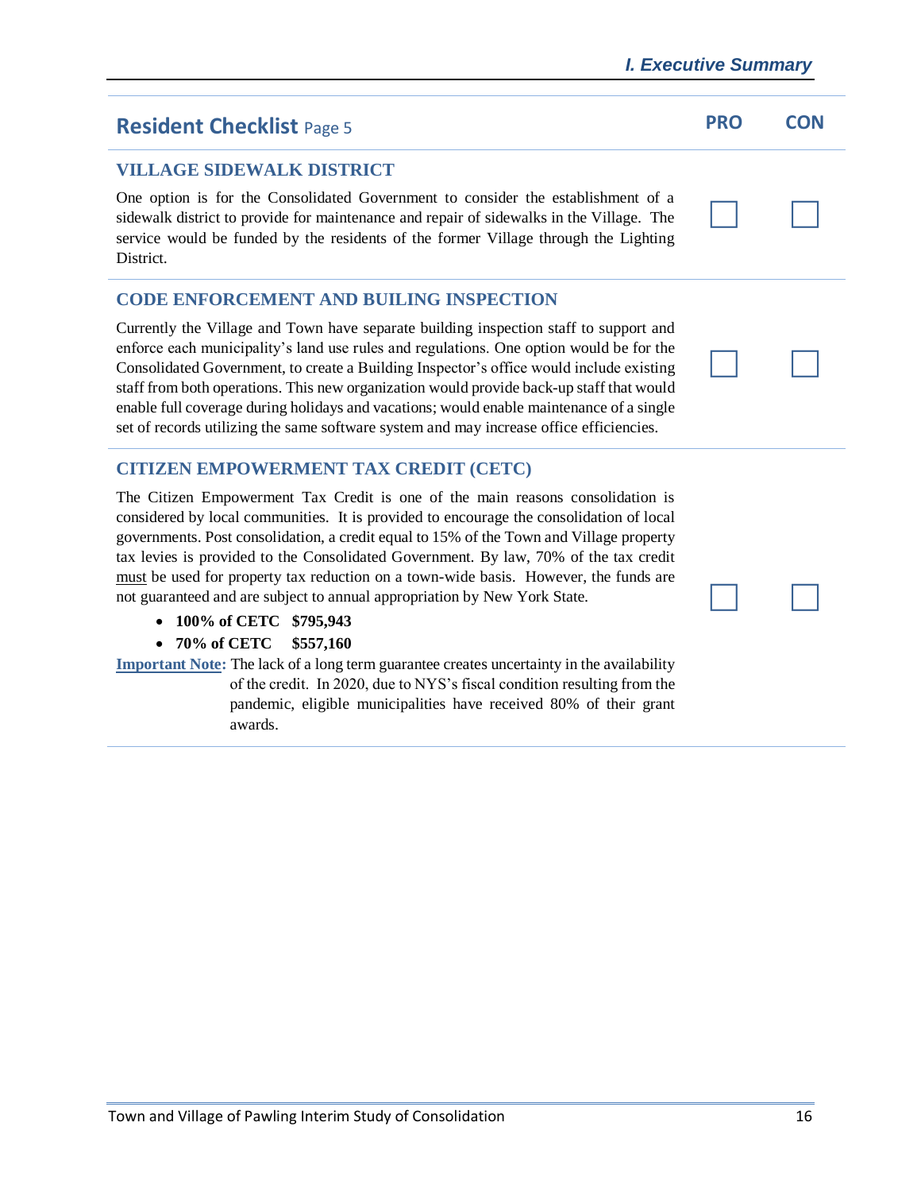## Resident Checklist Page 5

| | PRO | CON |
|---|---|---|
| **VILLAGE SIDEWALK DISTRICT**<br>One option is for the Consolidated Government to consider the establishment of a sidewalk district to provide for maintenance and repair of sidewalks in the Village. The service would be funded by the residents of the former Village through the Lighting District. | ☐ | ☐ |
| **CODE ENFORCEMENT AND BUILING INSPECTION**<br>Currently the Village and Town have separate building inspection staff to support and enforce each municipality's land use rules and regulations. One option would be for the Consolidated Government, to create a Building Inspector's office would include existing staff from both operations. This new organization would provide back-up staff that would enable full coverage during holidays and vacations; would enable maintenance of a single set of records utilizing the same software system and may increase office efficiencies. | ☐ | ☐ |
| **CITIZEN EMPOWERMENT TAX CREDIT (CETC)**<br>The Citizen Empowerment Tax Credit is one of the main reasons consolidation is considered by local communities. It is provided to encourage the consolidation of local governments. Post consolidation, a credit equal to 15% of the Town and Village property tax levies is provided to the Consolidated Government. By law, 70% of the tax credit must be used for property tax reduction on a town-wide basis. However, the funds are not guaranteed and are subject to annual appropriation by New York State.<br>• **100% of CETC $795,943**<br>• **70% of CETC $557,160**<br>**Important Note:** The lack of a long term guarantee creates uncertainty in the availability of the credit. In 2020, due to NYS's fiscal condition resulting from the pandemic, eligible municipalities have received 80% of their grant awards. | ☐ | ☐ |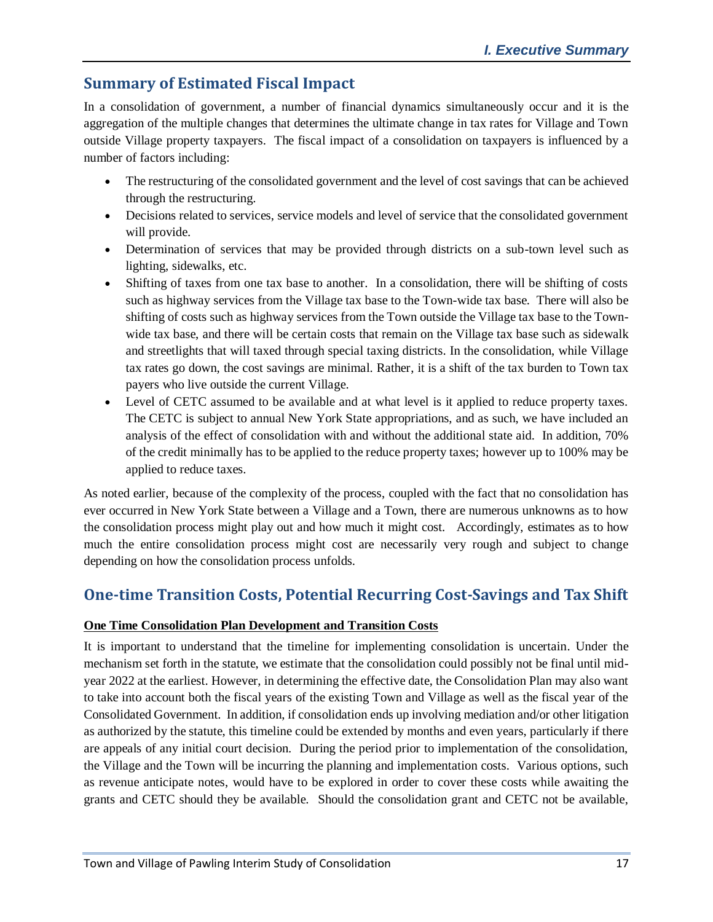## Summary of Estimated Fiscal Impact

In a consolidation of government, a number of financial dynamics simultaneously occur and it is the aggregation of the multiple changes that determines the ultimate change in tax rates for Village and Town outside Village property taxpayers. The fiscal impact of a consolidation on taxpayers is influenced by a number of factors including:

- The restructuring of the consolidated government and the level of cost savings that can be achieved through the restructuring.
- Decisions related to services, service models and level of service that the consolidated government will provide.
- Determination of services that may be provided through districts on a sub-town level such as lighting, sidewalks, etc.
- Shifting of taxes from one tax base to another. In a consolidation, there will be shifting of costs such as highway services from the Village tax base to the Town-wide tax base. There will also be shifting of costs such as highway services from the Town outside the Village tax base to the Town-wide tax base, and there will be certain costs that remain on the Village tax base such as sidewalk and streetlights that will taxed through special taxing districts. In the consolidation, while Village tax rates go down, the cost savings are minimal. Rather, it is a shift of the tax burden to Town tax payers who live outside the current Village.
- Level of CETC assumed to be available and at what level is it applied to reduce property taxes. The CETC is subject to annual New York State appropriations, and as such, we have included an analysis of the effect of consolidation with and without the additional state aid. In addition, 70% of the credit minimally has to be applied to the reduce property taxes; however up to 100% may be applied to reduce taxes.

As noted earlier, because of the complexity of the process, coupled with the fact that no consolidation has ever occurred in New York State between a Village and a Town, there are numerous unknowns as to how the consolidation process might play out and how much it might cost. Accordingly, estimates as to how much the entire consolidation process might cost are necessarily very rough and subject to change depending on how the consolidation process unfolds.

## One-time Transition Costs, Potential Recurring Cost-Savings and Tax Shift

**One Time Consolidation Plan Development and Transition Costs**

It is important to understand that the timeline for implementing consolidation is uncertain. Under the mechanism set forth in the statute, we estimate that the consolidation could possibly not be final until mid-year 2022 at the earliest. However, in determining the effective date, the Consolidation Plan may also want to take into account both the fiscal years of the existing Town and Village as well as the fiscal year of the Consolidated Government. In addition, if consolidation ends up involving mediation and/or other litigation as authorized by the statute, this timeline could be extended by months and even years, particularly if there are appeals of any initial court decision. During the period prior to implementation of the consolidation, the Village and the Town will be incurring the planning and implementation costs. Various options, such as revenue anticipate notes, would have to be explored in order to cover these costs while awaiting the grants and CETC should they be available. Should the consolidation grant and CETC not be available,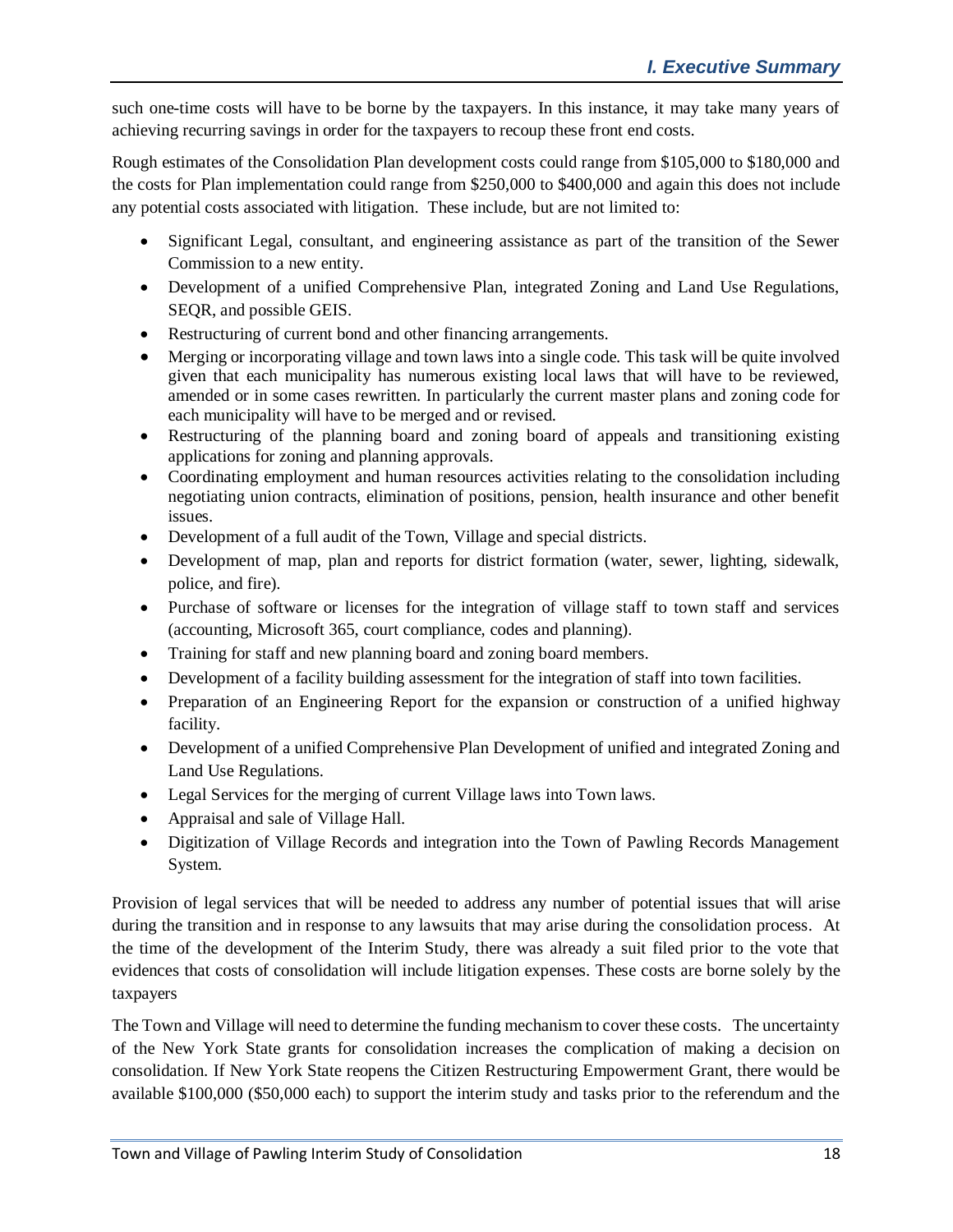such one-time costs will have to be borne by the taxpayers. In this instance, it may take many years of achieving recurring savings in order for the taxpayers to recoup these front end costs.

Rough estimates of the Consolidation Plan development costs could range from $105,000 to $180,000 and the costs for Plan implementation could range from $250,000 to $400,000 and again this does not include any potential costs associated with litigation. These include, but are not limited to:

- Significant Legal, consultant, and engineering assistance as part of the transition of the Sewer Commission to a new entity.
- Development of a unified Comprehensive Plan, integrated Zoning and Land Use Regulations, SEQR, and possible GEIS.
- Restructuring of current bond and other financing arrangements.
- Merging or incorporating village and town laws into a single code. This task will be quite involved given that each municipality has numerous existing local laws that will have to be reviewed, amended or in some cases rewritten. In particularly the current master plans and zoning code for each municipality will have to be merged and or revised.
- Restructuring of the planning board and zoning board of appeals and transitioning existing applications for zoning and planning approvals.
- Coordinating employment and human resources activities relating to the consolidation including negotiating union contracts, elimination of positions, pension, health insurance and other benefit issues.
- Development of a full audit of the Town, Village and special districts.
- Development of map, plan and reports for district formation (water, sewer, lighting, sidewalk, police, and fire).
- Purchase of software or licenses for the integration of village staff to town staff and services (accounting, Microsoft 365, court compliance, codes and planning).
- Training for staff and new planning board and zoning board members.
- Development of a facility building assessment for the integration of staff into town facilities.
- Preparation of an Engineering Report for the expansion or construction of a unified highway facility.
- Development of a unified Comprehensive Plan Development of unified and integrated Zoning and Land Use Regulations.
- Legal Services for the merging of current Village laws into Town laws.
- Appraisal and sale of Village Hall.
- Digitization of Village Records and integration into the Town of Pawling Records Management System.

Provision of legal services that will be needed to address any number of potential issues that will arise during the transition and in response to any lawsuits that may arise during the consolidation process. At the time of the development of the Interim Study, there was already a suit filed prior to the vote that evidences that costs of consolidation will include litigation expenses. These costs are borne solely by the taxpayers

The Town and Village will need to determine the funding mechanism to cover these costs. The uncertainty of the New York State grants for consolidation increases the complication of making a decision on consolidation. If New York State reopens the Citizen Restructuring Empowerment Grant, there would be available $100,000 ($50,000 each) to support the interim study and tasks prior to the referendum and the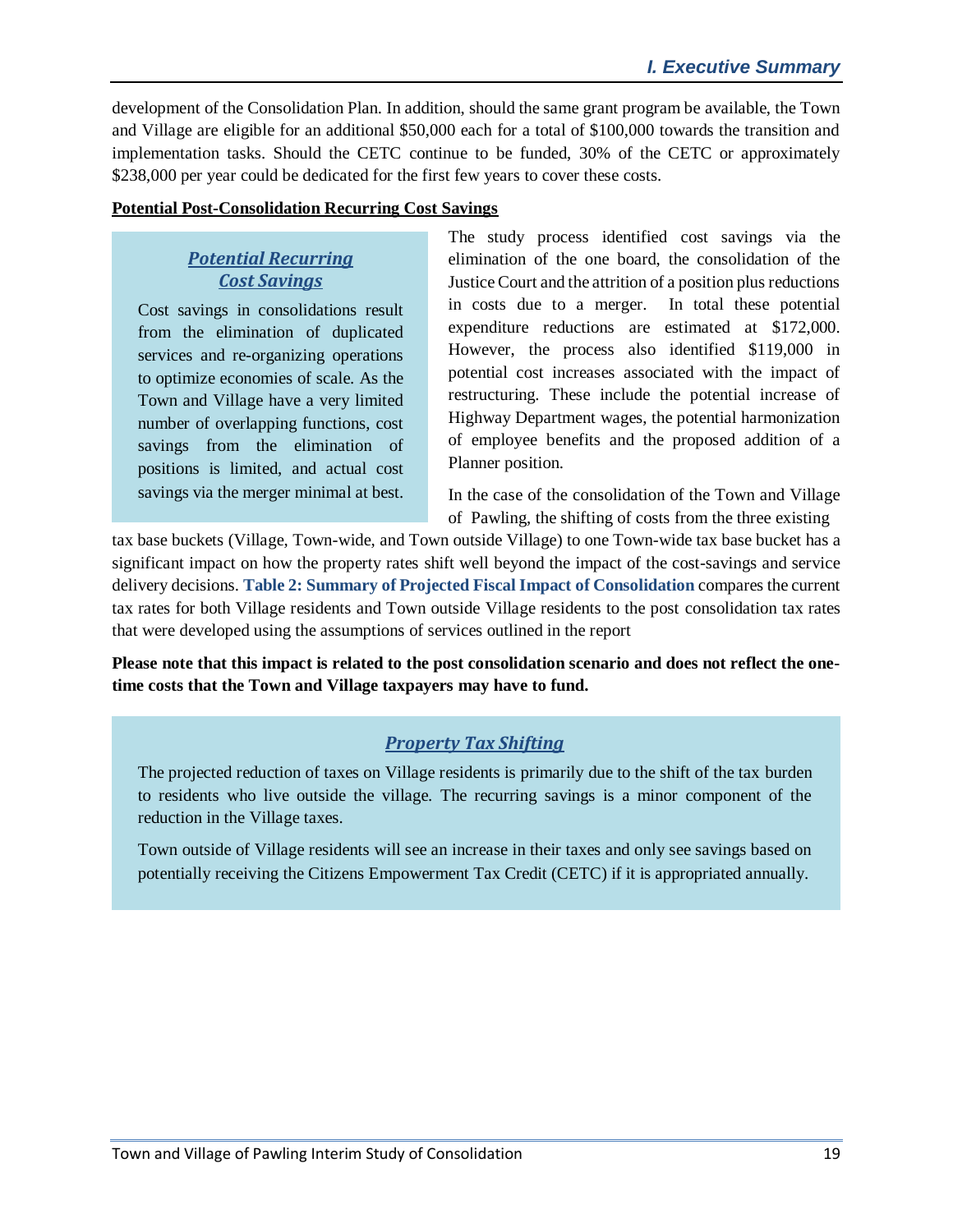development of the Consolidation Plan. In addition, should the same grant program be available, the Town and Village are eligible for an additional $50,000 each for a total of $100,000 towards the transition and implementation tasks. Should the CETC continue to be funded, 30% of the CETC or approximately $238,000 per year could be dedicated for the first few years to cover these costs.

**Potential Post-Consolidation Recurring Cost Savings**

> ***Potential Recurring Cost Savings***
>
> Cost savings in consolidations result from the elimination of duplicated services and re-organizing operations to optimize economies of scale. As the Town and Village have a very limited number of overlapping functions, cost savings from the elimination of positions is limited, and actual cost savings via the merger minimal at best.

The study process identified cost savings via the elimination of the one board, the consolidation of the Justice Court and the attrition of a position plus reductions in costs due to a merger. In total these potential expenditure reductions are estimated at $172,000. However, the process also identified $119,000 in potential cost increases associated with the impact of restructuring. These include the potential increase of Highway Department wages, the potential harmonization of employee benefits and the proposed addition of a Planner position.

In the case of the consolidation of the Town and Village of Pawling, the shifting of costs from the three existing tax base buckets (Village, Town-wide, and Town outside Village) to one Town-wide tax base bucket has a significant impact on how the property rates shift well beyond the impact of the cost-savings and service delivery decisions. **Table 2: Summary of Projected Fiscal Impact of Consolidation** compares the current tax rates for both Village residents and Town outside Village residents to the post consolidation tax rates that were developed using the assumptions of services outlined in the report

**Please note that this impact is related to the post consolidation scenario and does not reflect the one-time costs that the Town and Village taxpayers may have to fund.**

> ***Property Tax Shifting***
>
> The projected reduction of taxes on Village residents is primarily due to the shift of the tax burden to residents who live outside the village. The recurring savings is a minor component of the reduction in the Village taxes.
>
> Town outside of Village residents will see an increase in their taxes and only see savings based on potentially receiving the Citizens Empowerment Tax Credit (CETC) if it is appropriated annually.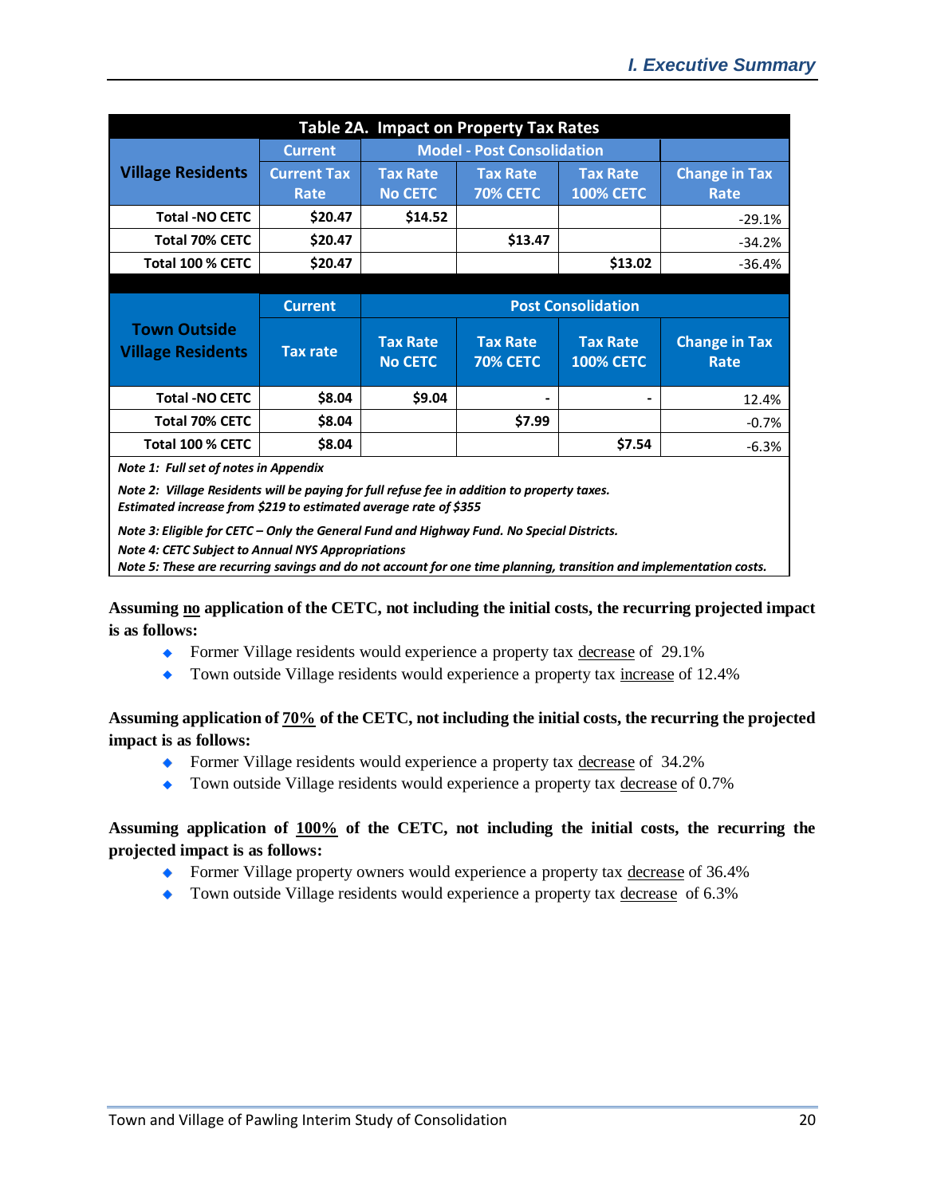| Table 2A. Impact on Property Tax Rates | | | | | |
|---|---|---|---|---|---|
| Village Residents | Current | Model - Post Consolidation | | | |
| | Current Tax Rate | Tax Rate No CETC | Tax Rate 70% CETC | Tax Rate 100% CETC | Change in Tax Rate |
| Total -NO CETC | $20.47 | $14.52 | | | -29.1% |
| Total 70% CETC | $20.47 | | $13.47 | | -34.2% |
| Total 100 % CETC | $20.47 | | | $13.02 | -36.4% |
| | | | | | |
| Town Outside Village Residents | Current | Post Consolidation | | | |
| | Tax rate | Tax Rate No CETC | Tax Rate 70% CETC | Tax Rate 100% CETC | Change in Tax Rate |
| Total -NO CETC | $8.04 | $9.04 | - | - | 12.4% |
| Total 70% CETC | $8.04 | | $7.99 | | -0.7% |
| Total 100 % CETC | $8.04 | | | $7.54 | -6.3% |

*Note 1: Full set of notes in Appendix*

*Note 2: Village Residents will be paying for full refuse fee in addition to property taxes. Estimated increase from $219 to estimated average rate of $355*

*Note 3: Eligible for CETC – Only the General Fund and Highway Fund. No Special Districts.*

*Note 4: CETC Subject to Annual NYS Appropriations*

*Note 5: These are recurring savings and do not account for one time planning, transition and implementation costs.*

**Assuming no application of the CETC, not including the initial costs, the recurring projected impact is as follows:**

- Former Village residents would experience a property tax decrease of 29.1%
- Town outside Village residents would experience a property tax increase of 12.4%

**Assuming application of 70% of the CETC, not including the initial costs, the recurring the projected impact is as follows:**

- Former Village residents would experience a property tax decrease of 34.2%
- Town outside Village residents would experience a property tax decrease of 0.7%

**Assuming application of 100% of the CETC, not including the initial costs, the recurring the projected impact is as follows:**

- Former Village property owners would experience a property tax decrease of 36.4%
- Town outside Village residents would experience a property tax decrease of 6.3%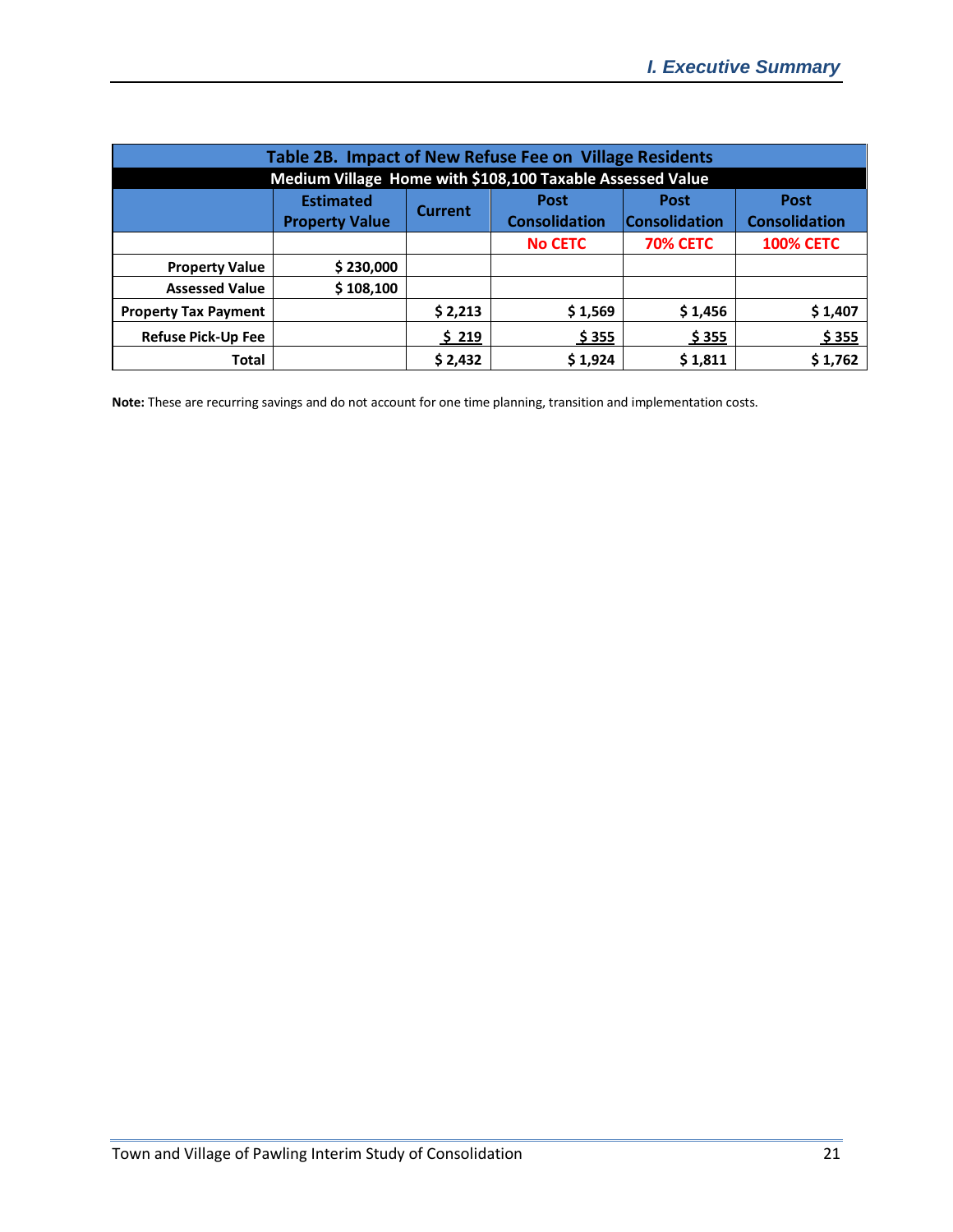| Table 2B. Impact of New Refuse Fee on Village Residents | | | | | |
|---|---|---|---|---|---|
| Medium Village Home with $108,100 Taxable Assessed Value | | | | | |
| | Estimated Property Value | Current | Post Consolidation | Post Consolidation | Post Consolidation |
| | | | No CETC | 70% CETC | 100% CETC |
| **Property Value** | $ 230,000 | | | | |
| **Assessed Value** | $ 108,100 | | | | |
| **Property Tax Payment** | | $ 2,213 | $ 1,569 | $ 1,456 | $ 1,407 |
| **Refuse Pick-Up Fee** | | $ 219 | $ 355 | $ 355 | $ 355 |
| **Total** | | $ 2,432 | $ 1,924 | $ 1,811 | $ 1,762 |

**Note:** These are recurring savings and do not account for one time planning, transition and implementation costs.